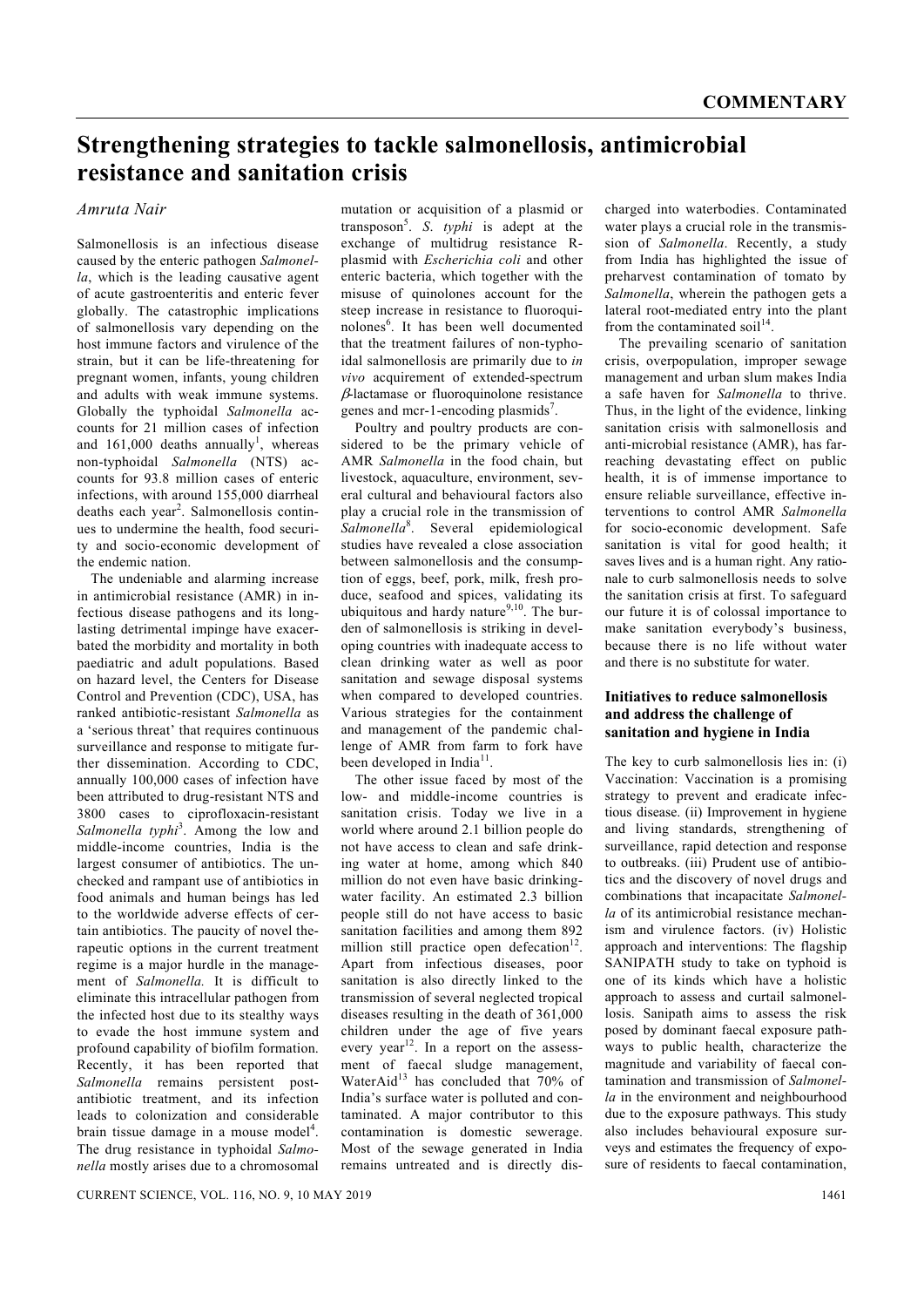# Strengthening strategies to tackle salmonellosis, antimicrobial resistance and sanitation crisis

*Amruta Nair*

Salmonellosis is an infectious disease caused by the enteric pathogen *Salmonella*, which is the leading causative agent of acute gastroenteritis and enteric fever globally. The catastrophic implications of salmonellosis vary depending on the host immune factors and virulence of the strain, but it can be life-threatening for pregnant women, infants, young children and adults with weak immune systems. Globally the typhoidal *Salmonella* accounts for 21 million cases of infection and 161,000 deaths annually[1], whereas non-typhoidal *Salmonella* (NTS) accounts for 93.8 million cases of enteric infections, with around 155,000 diarrheal deaths each year[2]. Salmonellosis continues to undermine the health, food security and socio-economic development of the endemic nation.

The undeniable and alarming increase in antimicrobial resistance (AMR) in infectious disease pathogens and its long-lasting detrimental impinge have exacerbated the morbidity and mortality in both paediatric and adult populations. Based on hazard level, the Centers for Disease Control and Prevention (CDC), USA, has ranked antibiotic-resistant *Salmonella* as a 'serious threat' that requires continuous surveillance and response to mitigate further dissemination. According to CDC, annually 100,000 cases of infection have been attributed to drug-resistant NTS and 3800 cases to ciprofloxacin-resistant *Salmonella typhi*[3]. Among the low and middle-income countries, India is the largest consumer of antibiotics. The unchecked and rampant use of antibiotics in food animals and human beings has led to the worldwide adverse effects of certain antibiotics. The paucity of novel therapeutic options in the current treatment regime is a major hurdle in the management of *Salmonella.* It is difficult to eliminate this intracellular pathogen from the infected host due to its stealthy ways to evade the host immune system and profound capability of biofilm formation. Recently, it has been reported that *Salmonella* remains persistent post-antibiotic treatment, and its infection leads to colonization and considerable brain tissue damage in a mouse model[4]. The drug resistance in typhoidal *Salmonella* mostly arises due to a chromosomal mutation or acquisition of a plasmid or transposon[5]. *S. typhi* is adept at the exchange of multidrug resistance R-plasmid with *Escherichia coli* and other enteric bacteria, which together with the misuse of quinolones account for the steep increase in resistance to fluoroquinolones[6]. It has been well documented that the treatment failures of non-typhoidal salmonellosis are primarily due to *in vivo* acquirement of extended-spectrum $\beta$-lactamase or fluoroquinolone resistance genes and mcr-1-encoding plasmids[7].

Poultry and poultry products are considered to be the primary vehicle of AMR *Salmonella* in the food chain, but livestock, aquaculture, environment, several cultural and behavioural factors also play a crucial role in the transmission of *Salmonella*[8]. Several epidemiological studies have revealed a close association between salmonellosis and the consumption of eggs, beef, pork, milk, fresh produce, seafood and spices, validating its ubiquitous and hardy nature[9,10]. The burden of salmonellosis is striking in developing countries with inadequate access to clean drinking water as well as poor sanitation and sewage disposal systems when compared to developed countries. Various strategies for the containment and management of the pandemic challenge of AMR from farm to fork have been developed in India[11].

The other issue faced by most of the low- and middle-income countries is sanitation crisis. Today we live in a world where around 2.1 billion people do not have access to clean and safe drinking water at home, among which 840 million do not even have basic drinking-water facility. An estimated 2.3 billion people still do not have access to basic sanitation facilities and among them 892 million still practice open defecation[12]. Apart from infectious diseases, poor sanitation is also directly linked to the transmission of several neglected tropical diseases resulting in the death of 361,000 children under the age of five years every year[12]. In a report on the assessment of faecal sludge management, WaterAid[13] has concluded that 70% of India's surface water is polluted and contaminated. A major contributor to this contamination is domestic sewerage. Most of the sewage generated in India remains untreated and is directly discharged into waterbodies. Contaminated water plays a crucial role in the transmission of *Salmonella*. Recently, a study from India has highlighted the issue of preharvest contamination of tomato by *Salmonella*, wherein the pathogen gets a lateral root-mediated entry into the plant from the contaminated soil[14].

The prevailing scenario of sanitation crisis, overpopulation, improper sewage management and urban slum makes India a safe haven for *Salmonella* to thrive. Thus, in the light of the evidence, linking sanitation crisis with salmonellosis and anti-microbial resistance (AMR), has far-reaching devastating effect on public health, it is of immense importance to ensure reliable surveillance, effective interventions to control AMR *Salmonella* for socio-economic development. Safe sanitation is vital for good health; it saves lives and is a human right. Any rationale to curb salmonellosis needs to solve the sanitation crisis at first. To safeguard our future it is of colossal importance to make sanitation everybody's business, because there is no life without water and there is no substitute for water.

### Initiatives to reduce salmonellosis and address the challenge of sanitation and hygiene in India

The key to curb salmonellosis lies in: (i) Vaccination: Vaccination is a promising strategy to prevent and eradicate infectious disease. (ii) Improvement in hygiene and living standards, strengthening of surveillance, rapid detection and response to outbreaks. (iii) Prudent use of antibiotics and the discovery of novel drugs and combinations that incapacitate *Salmonella* of its antimicrobial resistance mechanism and virulence factors. (iv) Holistic approach and interventions: The flagship SANIPATH study to take on typhoid is one of its kinds which have a holistic approach to assess and curtail salmonellosis. Sanipath aims to assess the risk posed by dominant faecal exposure pathways to public health, characterize the magnitude and variability of faecal contamination and transmission of *Salmonella* in the environment and neighbourhood due to the exposure pathways. This study also includes behavioural exposure surveys and estimates the frequency of exposure of residents to faecal contamination,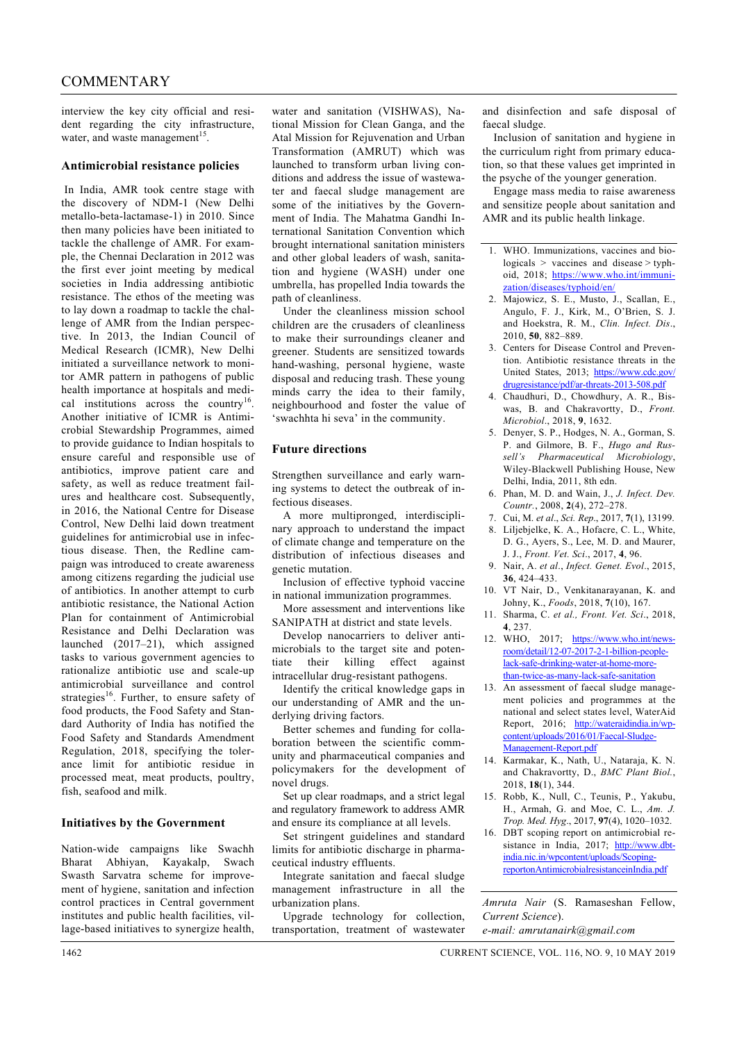interview the key city official and resident regarding the city infrastructure, water, and waste management[15].

## Antimicrobial resistance policies

In India, AMR took centre stage with the discovery of NDM-1 (New Delhi metallo-beta-lactamase-1) in 2010. Since then many policies have been initiated to tackle the challenge of AMR. For example, the Chennai Declaration in 2012 was the first ever joint meeting by medical societies in India addressing antibiotic resistance. The ethos of the meeting was to lay down a roadmap to tackle the challenge of AMR from the Indian perspective. In 2013, the Indian Council of Medical Research (ICMR), New Delhi initiated a surveillance network to monitor AMR pattern in pathogens of public health importance at hospitals and medical institutions across the country[16]. Another initiative of ICMR is Antimicrobial Stewardship Programmes, aimed to provide guidance to Indian hospitals to ensure careful and responsible use of antibiotics, improve patient care and safety, as well as reduce treatment failures and healthcare cost. Subsequently, in 2016, the National Centre for Disease Control, New Delhi laid down treatment guidelines for antimicrobial use in infectious disease. Then, the Redline campaign was introduced to create awareness among citizens regarding the judicial use of antibiotics. In another attempt to curb antibiotic resistance, the National Action Plan for containment of Antimicrobial Resistance and Delhi Declaration was launched (2017–21), which assigned tasks to various government agencies to rationalize antibiotic use and scale-up antimicrobial surveillance and control strategies[16]. Further, to ensure safety of food products, the Food Safety and Standard Authority of India has notified the Food Safety and Standards Amendment Regulation, 2018, specifying the tolerance limit for antibiotic residue in processed meat, meat products, poultry, fish, seafood and milk.

## Initiatives by the Government

Nation-wide campaigns like Swachh Bharat Abhiyan, Kayakalp, Swach Swasth Sarvatra scheme for improvement of hygiene, sanitation and infection control practices in Central government institutes and public health facilities, village-based initiatives to synergize health, water and sanitation (VISHWAS), National Mission for Clean Ganga, and the Atal Mission for Rejuvenation and Urban Transformation (AMRUT) which was launched to transform urban living conditions and address the issue of wastewater and faecal sludge management are some of the initiatives by the Government of India. The Mahatma Gandhi International Sanitation Convention which brought international sanitation ministers and other global leaders of wash, sanitation and hygiene (WASH) under one umbrella, has propelled India towards the path of cleanliness.

Under the cleanliness mission school children are the crusaders of cleanliness to make their surroundings cleaner and greener. Students are sensitized towards hand-washing, personal hygiene, waste disposal and reducing trash. These young minds carry the idea to their family, neighbourhood and foster the value of 'swachhta hi seva' in the community.

## Future directions

Strengthen surveillance and early warning systems to detect the outbreak of infectious diseases.

A more multipronged, interdisciplinary approach to understand the impact of climate change and temperature on the distribution of infectious diseases and genetic mutation.

Inclusion of effective typhoid vaccine in national immunization programmes.

More assessment and interventions like SANIPATH at district and state levels.

Develop nanocarriers to deliver antimicrobials to the target site and potentiate their killing effect against intracellular drug-resistant pathogens.

Identify the critical knowledge gaps in our understanding of AMR and the underlying driving factors.

Better schemes and funding for collaboration between the scientific community and pharmaceutical companies and policymakers for the development of novel drugs.

Set up clear roadmaps, and a strict legal and regulatory framework to address AMR and ensure its compliance at all levels.

Set stringent guidelines and standard limits for antibiotic discharge in pharmaceutical industry effluents.

Integrate sanitation and faecal sludge management infrastructure in all the urbanization plans.

Upgrade technology for collection, transportation, treatment of wastewater and disinfection and safe disposal of faecal sludge.

Inclusion of sanitation and hygiene in the curriculum right from primary education, so that these values get imprinted in the psyche of the younger generation.

Engage mass media to raise awareness and sensitize people about sanitation and AMR and its public health linkage.

---

1. WHO. Immunizations, vaccines and biologicals > vaccines and disease > typhoid, 2018; https://www.who.int/immunization/diseases/typhoid/en/
2. Majowicz, S. E., Musto, J., Scallan, E., Angulo, F. J., Kirk, M., O'Brien, S. J. and Hoekstra, R. M., *Clin. Infect. Dis*., 2010, **50**, 882–889.
3. Centers for Disease Control and Prevention. Antibiotic resistance threats in the United States, 2013; https://www.cdc.gov/drugresistance/pdf/ar-threats-2013-508.pdf
4. Chaudhuri, D., Chowdhury, A. R., Biswas, B. and Chakravortty, D., *Front. Microbiol*., 2018, **9**, 1632.
5. Denyer, S. P., Hodges, N. A., Gorman, S. P. and Gilmore, B. F., *Hugo and Russell's Pharmaceutical Microbiology*, Wiley-Blackwell Publishing House, New Delhi, India, 2011, 8th edn.
6. Phan, M. D. and Wain, J., *J. Infect. Dev. Countr.*, 2008, **2**(4), 272–278.
7. Cui, M. *et al*., *Sci. Rep*., 2017, **7**(1), 13199.
8. Liljebjelke, K. A., Hofacre, C. L., White, D. G., Ayers, S., Lee, M. D. and Maurer, J. J., *Front. Vet. Sci*., 2017, **4**, 96.
9. Nair, A. *et al*., *Infect. Genet. Evol*., 2015, **36**, 424–433.
10. VT Nair, D., Venkitanarayanan, K. and Johny, K., *Foods*, 2018, **7**(10), 167.
11. Sharma, C. *et al., Front. Vet. Sci*., 2018, **4**, 237.
12. WHO, 2017; https://www.who.int/news-room/detail/12-07-2017-2-1-billion-people-lack-safe-drinking-water-at-home-more-than-twice-as-many-lack-safe-sanitation
13. An assessment of faecal sludge management policies and programmes at the national and select states level, WaterAid Report, 2016; http://wateraidindia.in/wp-content/uploads/2016/01/Faecal-Sludge-Management-Report.pdf
14. Karmakar, K., Nath, U., Nataraja, K. N. and Chakravortty, D., *BMC Plant Biol.*, 2018, **18**(1), 344.
15. Robb, K., Null, C., Teunis, P., Yakubu, H., Armah, G. and Moe, C. L., *Am. J. Trop. Med. Hyg*., 2017, **97**(4), 1020–1032.
16. DBT scoping report on antimicrobial resistance in India, 2017; http://www.dbt-india.nic.in/wpcontent/uploads/Scoping-reportonAntimicrobialresistanceinIndia.pdf

---

*Amruta Nair* (S. Ramaseshan Fellow, *Current Science*).
*e-mail: amrutanairk@gmail.com*